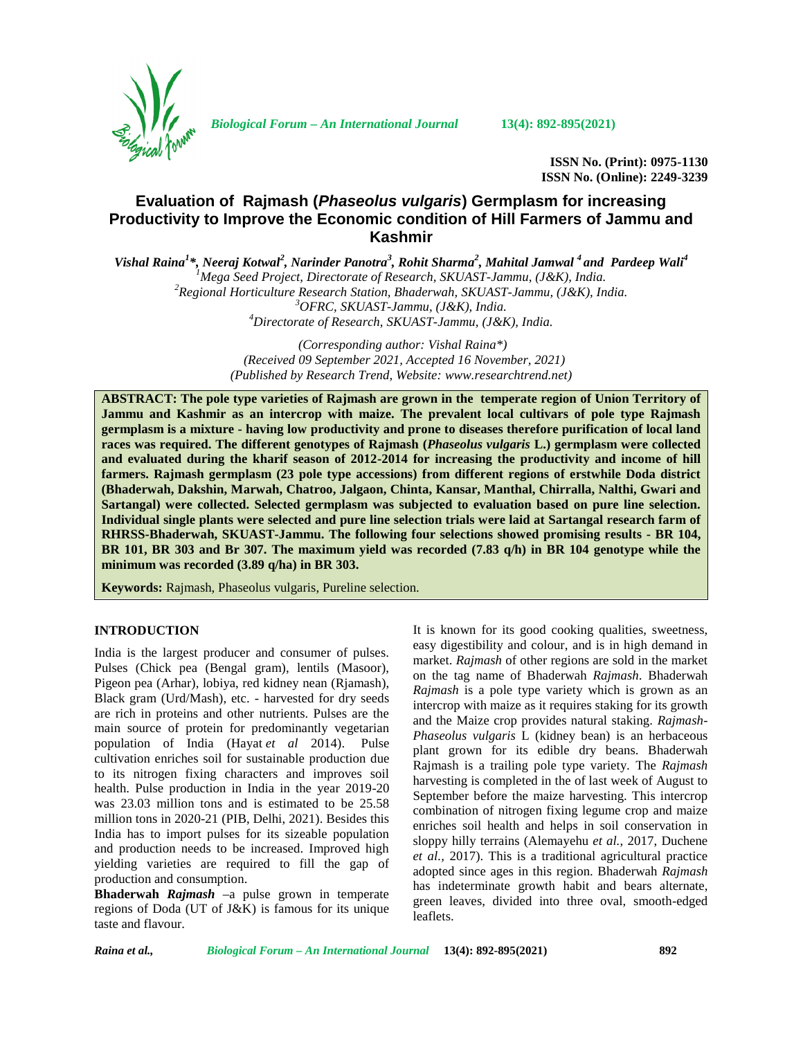# Evaluation of Rajmash (*Phaseolus vulgaris*) Germplasm for increasing Productivity to Improve the Economic condition of Hill Farmers of Jammu and Kashmir

*Vishal Raina[1]\*, Neeraj Kotwal[2], Narinder Panotra[3], Rohit Sharma[2], Mahital Jamwal [4] and Pardeep Wali[4]*

[1]*Mega Seed Project, Directorate of Research, SKUAST-Jammu, (J&K), India.*
[2]*Regional Horticulture Research Station, Bhaderwah, SKUAST-Jammu, (J&K), India.*
[3]*OFRC, SKUAST-Jammu, (J&K), India.*
[4]*Directorate of Research, SKUAST-Jammu, (J&K), India.*

*(Corresponding author: Vishal Raina\*)*
*(Received 09 September 2021, Accepted 16 November, 2021)*
*(Published by Research Trend, Website: www.researchtrend.net)*

**ABSTRACT: The pole type varieties of Rajmash are grown in the temperate region of Union Territory of Jammu and Kashmir as an intercrop with maize. The prevalent local cultivars of pole type Rajmash germplasm is a mixture - having low productivity and prone to diseases therefore purification of local land races was required. The different genotypes of Rajmash (*Phaseolus vulgaris* L.) germplasm were collected and evaluated during the kharif season of 2012-2014 for increasing the productivity and income of hill farmers. Rajmash germplasm (23 pole type accessions) from different regions of erstwhile Doda district (Bhaderwah, Dakshin, Marwah, Chatroo, Jalgaon, Chinta, Kansar, Manthal, Chirralla, Nalthi, Gwari and Sartangal) were collected. Selected germplasm was subjected to evaluation based on pure line selection. Individual single plants were selected and pure line selection trials were laid at Sartangal research farm of RHRSS-Bhaderwah, SKUAST-Jammu. The following four selections showed promising results - BR 104, BR 101, BR 303 and Br 307. The maximum yield was recorded (7.83 q/h) in BR 104 genotype while the minimum was recorded (3.89 q/ha) in BR 303.**

**Keywords:** Rajmash, Phaseolus vulgaris, Pureline selection.

## INTRODUCTION

India is the largest producer and consumer of pulses. Pulses (Chick pea (Bengal gram), lentils (Masoor), Pigeon pea (Arhar), lobiya, red kidney nean (Rjamash), Black gram (Urd/Mash), etc. - harvested for dry seeds are rich in proteins and other nutrients. Pulses are the main source of protein for predominantly vegetarian population of India (Hayat *et al* 2014). Pulse cultivation enriches soil for sustainable production due to its nitrogen fixing characters and improves soil health. Pulse production in India in the year 2019-20 was 23.03 million tons and is estimated to be 25.58 million tons in 2020-21 (PIB, Delhi, 2021). Besides this India has to import pulses for its sizeable population and production needs to be increased. Improved high yielding varieties are required to fill the gap of production and consumption.

**Bhaderwah *Rajmash*** –a pulse grown in temperate regions of Doda (UT of J&K) is famous for its unique taste and flavour. It is known for its good cooking qualities, sweetness, easy digestibility and colour, and is in high demand in market. *Rajmash* of other regions are sold in the market on the tag name of Bhaderwah *Rajmash*. Bhaderwah *Rajmash* is a pole type variety which is grown as an intercrop with maize as it requires staking for its growth and the Maize crop provides natural staking. *Rajmash-Phaseolus vulgaris* L (kidney bean) is an herbaceous plant grown for its edible dry beans. Bhaderwah Rajmash is a trailing pole type variety. The *Rajmash* harvesting is completed in the of last week of August to September before the maize harvesting. This intercrop combination of nitrogen fixing legume crop and maize enriches soil health and helps in soil conservation in sloppy hilly terrains (Alemayehu *et al.,* 2017, Duchene *et al.,* 2017). This is a traditional agricultural practice adopted since ages in this region. Bhaderwah *Rajmash* has indeterminate growth habit and bears alternate, green leaves, divided into three oval, smooth-edged leaflets.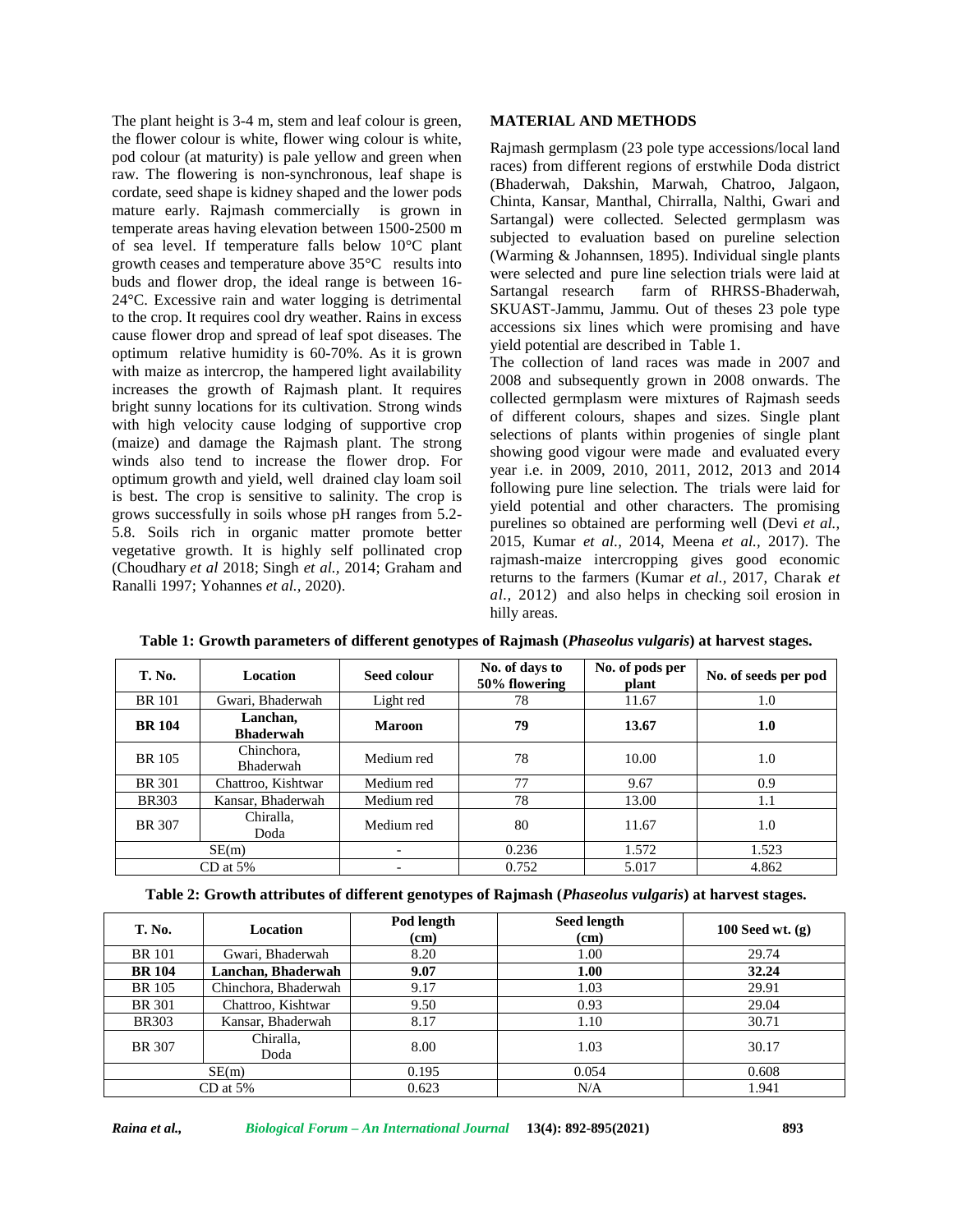The plant height is 3-4 m, stem and leaf colour is green, the flower colour is white, flower wing colour is white, pod colour (at maturity) is pale yellow and green when raw. The flowering is non-synchronous, leaf shape is cordate, seed shape is kidney shaped and the lower pods mature early. Rajmash commercially is grown in temperate areas having elevation between 1500-2500 m of sea level. If temperature falls below 10°C plant growth ceases and temperature above 35°C results into buds and flower drop, the ideal range is between 16-24°C. Excessive rain and water logging is detrimental to the crop. It requires cool dry weather. Rains in excess cause flower drop and spread of leaf spot diseases. The optimum relative humidity is 60-70%. As it is grown with maize as intercrop, the hampered light availability increases the growth of Rajmash plant. It requires bright sunny locations for its cultivation. Strong winds with high velocity cause lodging of supportive crop (maize) and damage the Rajmash plant. The strong winds also tend to increase the flower drop. For optimum growth and yield, well drained clay loam soil is best. The crop is sensitive to salinity. The crop is grows successfully in soils whose pH ranges from 5.2-5.8. Soils rich in organic matter promote better vegetative growth. It is highly self pollinated crop (Choudhary *et al* 2018; Singh *et al.,* 2014; Graham and Ranalli 1997; Yohannes *et al.,* 2020).

## MATERIAL AND METHODS

Rajmash germplasm (23 pole type accessions/local land races) from different regions of erstwhile Doda district (Bhaderwah, Dakshin, Marwah, Chatroo, Jalgaon, Chinta, Kansar, Manthal, Chirralla, Nalthi, Gwari and Sartangal) were collected. Selected germplasm was subjected to evaluation based on pureline selection (Warming & Johannsen, 1895). Individual single plants were selected and pure line selection trials were laid at Sartangal research farm of RHRSS-Bhaderwah, SKUAST-Jammu, Jammu. Out of theses 23 pole type accessions six lines which were promising and have yield potential are described in Table 1.

The collection of land races was made in 2007 and 2008 and subsequently grown in 2008 onwards. The collected germplasm were mixtures of Rajmash seeds of different colours, shapes and sizes. Single plant selections of plants within progenies of single plant showing good vigour were made and evaluated every year i.e. in 2009, 2010, 2011, 2012, 2013 and 2014 following pure line selection. The trials were laid for yield potential and other characters. The promising purelines so obtained are performing well (Devi *et al.,* 2015, Kumar *et al.,* 2014, Meena *et al.,* 2017). The rajmash-maize intercropping gives good economic returns to the farmers (Kumar *et al.,* 2017, Charak *et al.,* 2012) and also helps in checking soil erosion in hilly areas.

**Table 1: Growth parameters of different genotypes of Rajmash (*Phaseolus vulgaris*) at harvest stages.**

| T. No. | Location | Seed colour | No. of days to 50% flowering | No. of pods per plant | No. of seeds per pod |
|---|---|---|---|---|---|
| BR 101 | Gwari, Bhaderwah | Light red | 78 | 11.67 | 1.0 |
| **BR 104** | **Lanchan, Bhaderwah** | **Maroon** | **79** | **13.67** | **1.0** |
| BR 105 | Chinchora, Bhaderwah | Medium red | 78 | 10.00 | 1.0 |
| BR 301 | Chattroo, Kishtwar | Medium red | 77 | 9.67 | 0.9 |
| BR303 | Kansar, Bhaderwah | Medium red | 78 | 13.00 | 1.1 |
| BR 307 | Chiralla, Doda | Medium red | 80 | 11.67 | 1.0 |
| SE(m) | | - | 0.236 | 1.572 | 1.523 |
| CD at 5% | | - | 0.752 | 5.017 | 4.862 |

**Table 2: Growth attributes of different genotypes of Rajmash (*Phaseolus vulgaris*) at harvest stages.**

| T. No. | Location | Pod length (cm) | Seed length (cm) | 100 Seed wt. (g) |
|---|---|---|---|---|
| BR 101 | Gwari, Bhaderwah | 8.20 | 1.00 | 29.74 |
| **BR 104** | **Lanchan, Bhaderwah** | **9.07** | **1.00** | **32.24** |
| BR 105 | Chinchora, Bhaderwah | 9.17 | 1.03 | 29.91 |
| BR 301 | Chattroo, Kishtwar | 9.50 | 0.93 | 29.04 |
| BR303 | Kansar, Bhaderwah | 8.17 | 1.10 | 30.71 |
| BR 307 | Chiralla, Doda | 8.00 | 1.03 | 30.17 |
| SE(m) | | 0.195 | 0.054 | 0.608 |
| CD at 5% | | 0.623 | N/A | 1.941 |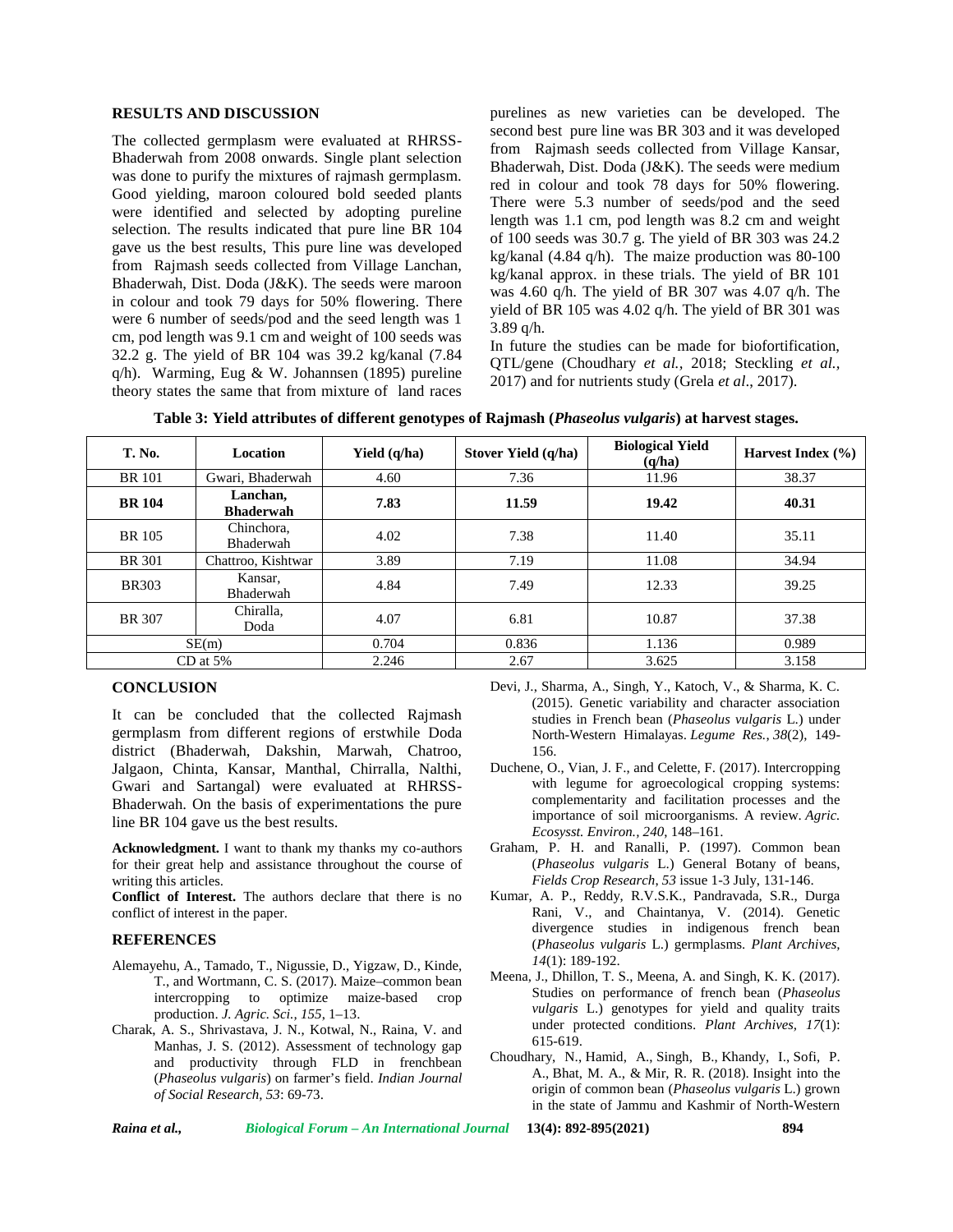## RESULTS AND DISCUSSION

The collected germplasm were evaluated at RHRSS-Bhaderwah from 2008 onwards. Single plant selection was done to purify the mixtures of rajmash germplasm. Good yielding, maroon coloured bold seeded plants were identified and selected by adopting pureline selection. The results indicated that pure line BR 104 gave us the best results, This pure line was developed from Rajmash seeds collected from Village Lanchan, Bhaderwah, Dist. Doda (J&K). The seeds were maroon in colour and took 79 days for 50% flowering. There were 6 number of seeds/pod and the seed length was 1 cm, pod length was 9.1 cm and weight of 100 seeds was 32.2 g. The yield of BR 104 was 39.2 kg/kanal (7.84 q/h). Warming, Eug & W. Johannsen (1895) pureline theory states the same that from mixture of land races purelines as new varieties can be developed. The second best pure line was BR 303 and it was developed from Rajmash seeds collected from Village Kansar, Bhaderwah, Dist. Doda (J&K). The seeds were medium red in colour and took 78 days for 50% flowering. There were 5.3 number of seeds/pod and the seed length was 1.1 cm, pod length was 8.2 cm and weight of 100 seeds was 30.7 g. The yield of BR 303 was 24.2 kg/kanal (4.84 q/h). The maize production was 80-100 kg/kanal approx. in these trials. The yield of BR 101 was 4.60 q/h. The yield of BR 307 was 4.07 q/h. The yield of BR 105 was 4.02 q/h. The yield of BR 301 was 3.89 q/h.

In future the studies can be made for biofortification, QTL/gene (Choudhary *et al.*, 2018; Steckling *et al.*, 2017) and for nutrients study (Grela *et al*., 2017).

**Table 3: Yield attributes of different genotypes of Rajmash (*Phaseolus vulgaris*) at harvest stages.**

| T. No. | Location | Yield (q/ha) | Stover Yield (q/ha) | Biological Yield (q/ha) | Harvest Index (%) |
|---|---|---|---|---|---|
| BR 101 | Gwari, Bhaderwah | 4.60 | 7.36 | 11.96 | 38.37 |
| **BR 104** | **Lanchan, Bhaderwah** | **7.83** | **11.59** | **19.42** | **40.31** |
| BR 105 | Chinchora, Bhaderwah | 4.02 | 7.38 | 11.40 | 35.11 |
| BR 301 | Chattroo, Kishtwar | 3.89 | 7.19 | 11.08 | 34.94 |
| BR303 | Kansar, Bhaderwah | 4.84 | 7.49 | 12.33 | 39.25 |
| BR 307 | Chiralla, Doda | 4.07 | 6.81 | 10.87 | 37.38 |
| SE(m) | | 0.704 | 0.836 | 1.136 | 0.989 |
| CD at 5% | | 2.246 | 2.67 | 3.625 | 3.158 |

## CONCLUSION

It can be concluded that the collected Rajmash germplasm from different regions of erstwhile Doda district (Bhaderwah, Dakshin, Marwah, Chatroo, Jalgaon, Chinta, Kansar, Manthal, Chirralla, Nalthi, Gwari and Sartangal) were evaluated at RHRSS-Bhaderwah. On the basis of experimentations the pure line BR 104 gave us the best results.

**Acknowledgment.** I want to thank my thanks my co-authors for their great help and assistance throughout the course of writing this articles.

**Conflict of Interest.** The authors declare that there is no conflict of interest in the paper.

## REFERENCES

Alemayehu, A., Tamado, T., Nigussie, D., Yigzaw, D., Kinde, T., and Wortmann, C. S. (2017). Maize–common bean intercropping to optimize maize-based crop production. *J. Agric. Sci., 155*, 1–13.

Charak, A. S., Shrivastava, J. N., Kotwal, N., Raina, V. and Manhas, J. S. (2012). Assessment of technology gap and productivity through FLD in frenchbean (*Phaseolus vulgaris*) on farmer's field. *Indian Journal of Social Research, 53*: 69-73.

Devi, J., Sharma, A., Singh, Y., Katoch, V., & Sharma, K. C. (2015). Genetic variability and character association studies in French bean (*Phaseolus vulgaris* L.) under North-Western Himalayas. *Legume Res., 38*(2), 149-156.

Duchene, O., Vian, J. F., and Celette, F. (2017). Intercropping with legume for agroecological cropping systems: complementarity and facilitation processes and the importance of soil microorganisms. A review. *Agric. Ecosysst. Environ., 240*, 148–161.

Graham, P. H. and Ranalli, P. (1997). Common bean (*Phaseolus vulgaris* L.) General Botany of beans, *Fields Crop Research, 53* issue 1-3 July, 131-146.

Kumar, A. P., Reddy, R.V.S.K., Pandravada, S.R., Durga Rani, V., and Chaintanya, V. (2014). Genetic divergence studies in indigenous french bean (*Phaseolus vulgaris* L.) germplasms. *Plant Archives, 14*(1): 189-192.

Meena, J., Dhillon, T. S., Meena, A. and Singh, K. K. (2017). Studies on performance of french bean (*Phaseolus vulgaris* L.) genotypes for yield and quality traits under protected conditions. *Plant Archives, 17*(1): 615-619.

Choudhary, N., Hamid, A., Singh, B., Khandy, I., Sofi, P. A., Bhat, M. A., & Mir, R. R. (2018). Insight into the origin of common bean (*Phaseolus vulgaris* L.) grown in the state of Jammu and Kashmir of North-Western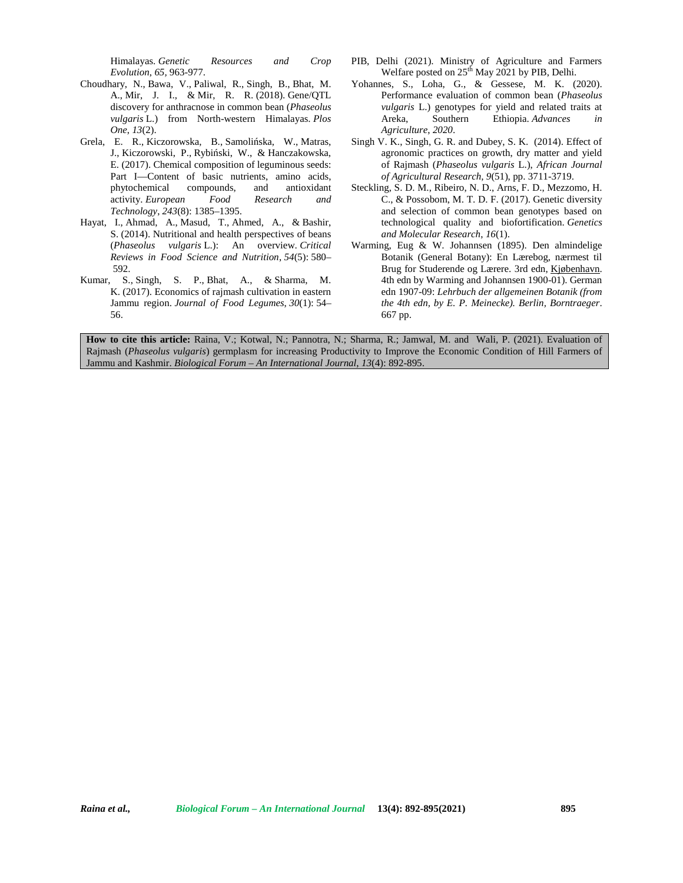Himalayas. *Genetic Resources and Crop Evolution*, *65*, 963-977.

Choudhary, N., Bawa, V., Paliwal, R., Singh, B., Bhat, M. A., Mir, J. I., & Mir, R. R. (2018). Gene/QTL discovery for anthracnose in common bean (*Phaseolus vulgaris* L.) from North-western Himalayas. *Plos One*, *13*(2).

Grela, E. R., Kiczorowska, B., Samolińska, W., Matras, J., Kiczorowski, P., Rybiński, W., & Hanczakowska, E. (2017). Chemical composition of leguminous seeds: Part I—Content of basic nutrients, amino acids, phytochemical compounds, and antioxidant activity. *European Food Research and Technology*, *243*(8): 1385–1395.

Hayat, I., Ahmad, A., Masud, T., Ahmed, A., & Bashir, S. (2014). Nutritional and health perspectives of beans (*Phaseolus vulgaris* L.): An overview. *Critical Reviews in Food Science and Nutrition*, *54*(5): 580–592.

Kumar, S., Singh, S. P., Bhat, A., & Sharma, M. K. (2017). Economics of rajmash cultivation in eastern Jammu region. *Journal of Food Legumes*, *30*(1): 54–56.

PIB, Delhi (2021). Ministry of Agriculture and Farmers Welfare posted on 25th May 2021 by PIB, Delhi.

Yohannes, S., Loha, G., & Gessese, M. K. (2020). Performance evaluation of common bean (*Phaseolus vulgaris* L.) genotypes for yield and related traits at Areka, Southern Ethiopia. *Advances in Agriculture*, *2020*.

Singh V. K., Singh, G. R. and Dubey, S. K. (2014). Effect of agronomic practices on growth, dry matter and yield of Rajmash (*Phaseolus vulgaris* L.), *African Journal of Agricultural Research, 9*(51), pp. 3711-3719.

Steckling, S. D. M., Ribeiro, N. D., Arns, F. D., Mezzomo, H. C., & Possobom, M. T. D. F. (2017). Genetic diversity and selection of common bean genotypes based on technological quality and biofortification. *Genetics and Molecular Research*, *16*(1).

Warming, Eug & W. Johannsen (1895). Den almindelige Botanik (General Botany): En Lærebog, nærmest til Brug for Studerende og Lærere. 3rd edn, Kjøbenhavn. 4th edn by Warming and Johannsen 1900-01). German edn 1907-09: *Lehrbuch der allgemeinen Botanik (from the 4th edn, by E. P. Meinecke). Berlin, Borntraeger*. 667 pp.

**How to cite this article:** Raina, V.; Kotwal, N.; Pannotra, N.; Sharma, R.; Jamwal, M. and Wali, P. (2021). Evaluation of Rajmash (*Phaseolus vulgaris*) germplasm for increasing Productivity to Improve the Economic Condition of Hill Farmers of Jammu and Kashmir. *Biological Forum – An International Journal*, *13*(4): 892-895.